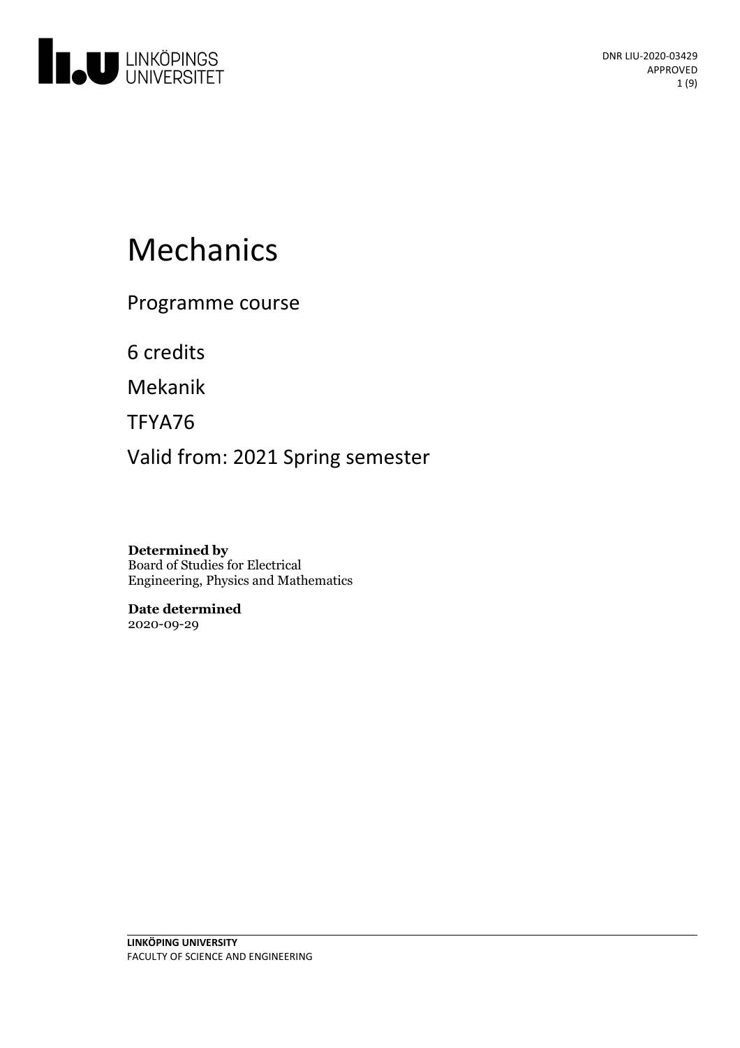DNR LIU-2020-03429
APPROVED

# Mechanics

Programme course

6 credits

Mekanik

TFYA76

Valid from: 2021 Spring semester

**Determined by**
Board of Studies for Electrical Engineering, Physics and Mathematics

**Date determined**
2020-09-29

**LINKÖPING UNIVERSITY**
FACULTY OF SCIENCE AND ENGINEERING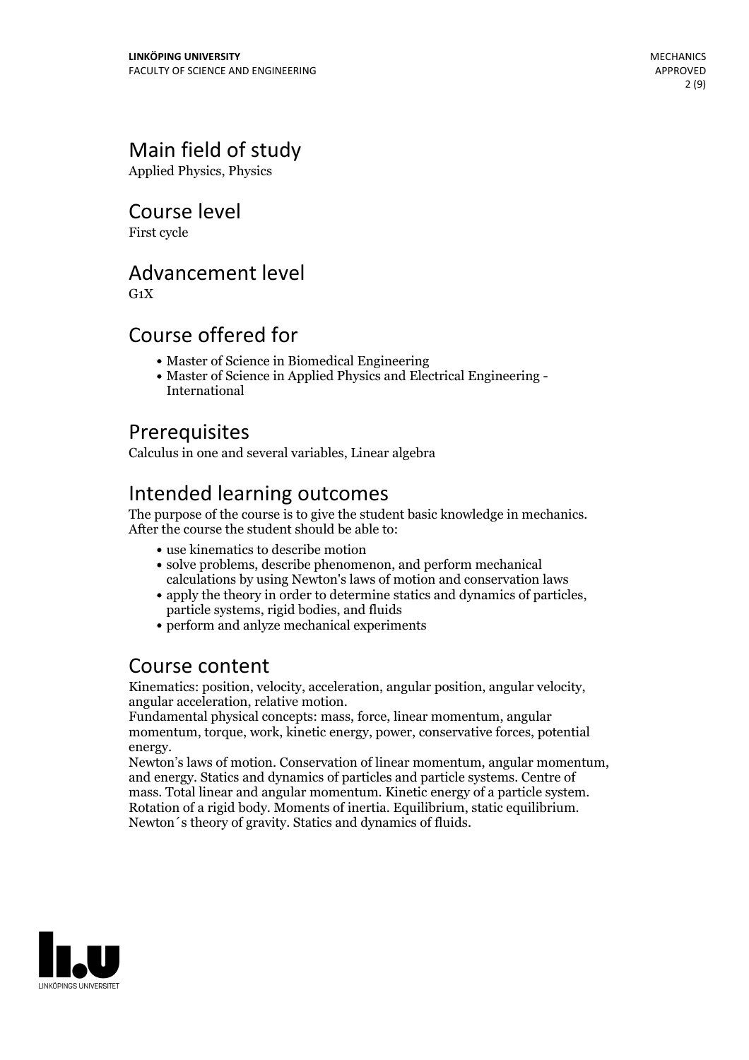## Main field of study

Applied Physics, Physics

## Course level

First cycle

## Advancement level

G1X

## Course offered for

- Master of Science in Biomedical Engineering
- Master of Science in Applied Physics and Electrical Engineering - International

## Prerequisites

Calculus in one and several variables, Linear algebra

## Intended learning outcomes

The purpose of the course is to give the student basic knowledge in mechanics. After the course the student should be able to:

- use kinematics to describe motion
- solve problems, describe phenomenon, and perform mechanical calculations by using Newton's laws of motion and conservation laws
- apply the theory in order to determine statics and dynamics of particles, particle systems, rigid bodies, and fluids
- perform and anlyze mechanical experiments

## Course content

Kinematics: position, velocity, acceleration, angular position, angular velocity, angular acceleration, relative motion.
Fundamental physical concepts: mass, force, linear momentum, angular momentum, torque, work, kinetic energy, power, conservative forces, potential energy.
Newton's laws of motion. Conservation of linear momentum, angular momentum, and energy. Statics and dynamics of particles and particle systems. Centre of mass. Total linear and angular momentum. Kinetic energy of a particle system. Rotation of a rigid body. Moments of inertia. Equilibrium, static equilibrium. Newton´s theory of gravity. Statics and dynamics of fluids.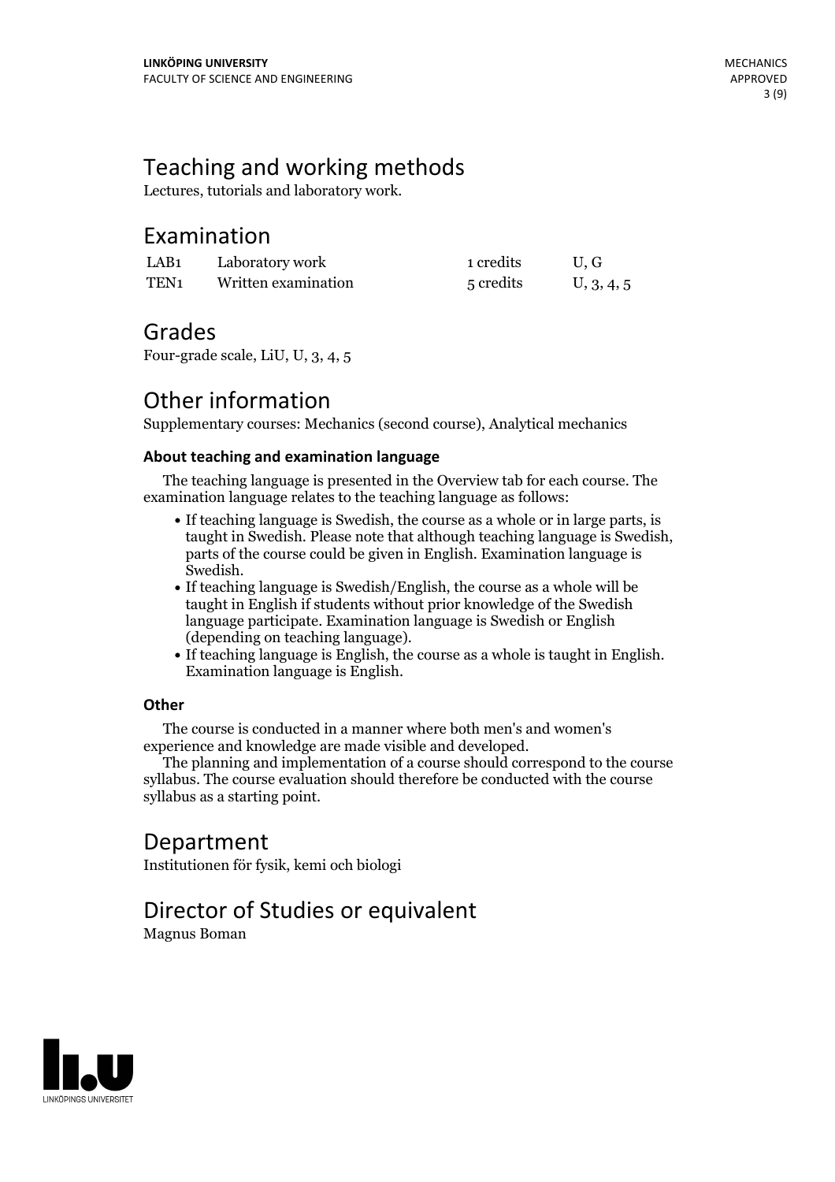## Teaching and working methods

Lectures, tutorials and laboratory work.

## Examination

| | | | |
|---|---|---|---|
| LAB1 | Laboratory work | 1 credits | U, G |
| TEN1 | Written examination | 5 credits | U, 3, 4, 5 |

## Grades

Four-grade scale, LiU, U, 3, 4, 5

## Other information

Supplementary courses: Mechanics (second course), Analytical mechanics

#### About teaching and examination language

The teaching language is presented in the Overview tab for each course. The examination language relates to the teaching language as follows:

- If teaching language is Swedish, the course as a whole or in large parts, is taught in Swedish. Please note that although teaching language is Swedish, parts of the course could be given in English. Examination language is Swedish.
- If teaching language is Swedish/English, the course as a whole will be taught in English if students without prior knowledge of the Swedish language participate. Examination language is Swedish or English (depending on teaching language).
- If teaching language is English, the course as a whole is taught in English. Examination language is English.

#### Other

The course is conducted in a manner where both men's and women's experience and knowledge are made visible and developed.

The planning and implementation of a course should correspond to the course syllabus. The course evaluation should therefore be conducted with the course syllabus as a starting point.

## Department

Institutionen för fysik, kemi och biologi

## Director of Studies or equivalent

Magnus Boman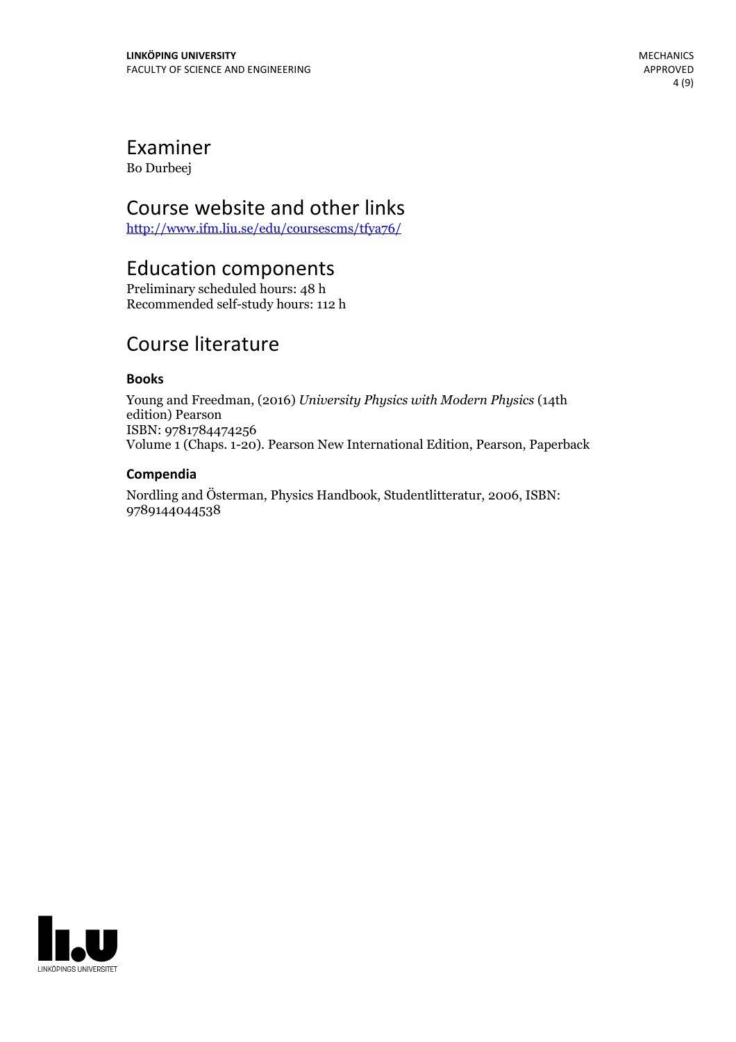## Examiner

Bo Durbeej

## Course website and other links

http://www.ifm.liu.se/edu/coursescms/tfya76/

## Education components

Preliminary scheduled hours: 48 h
Recommended self-study hours: 112 h

## Course literature

### Books

Young and Freedman, (2016) *University Physics with Modern Physics* (14th edition) Pearson
ISBN: 9781784474256
Volume 1 (Chaps. 1-20). Pearson New International Edition, Pearson, Paperback

### Compendia

Nordling and Österman, Physics Handbook, Studentlitteratur, 2006, ISBN: 9789144044538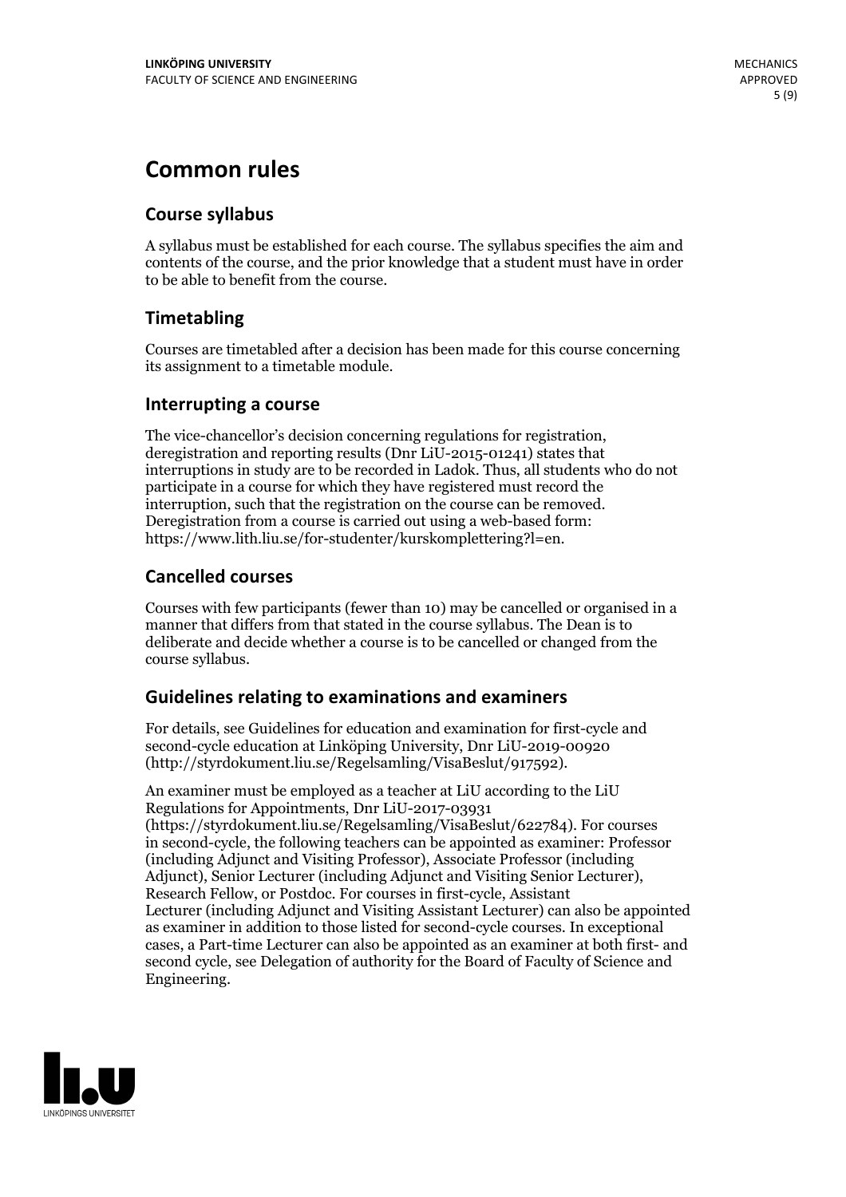# Common rules

## Course syllabus

A syllabus must be established for each course. The syllabus specifies the aim and contents of the course, and the prior knowledge that a student must have in order to be able to benefit from the course.

## Timetabling

Courses are timetabled after a decision has been made for this course concerning its assignment to a timetable module.

## Interrupting a course

The vice-chancellor's decision concerning regulations for registration, deregistration and reporting results (Dnr LiU-2015-01241) states that interruptions in study are to be recorded in Ladok. Thus, all students who do not participate in a course for which they have registered must record the interruption, such that the registration on the course can be removed. Deregistration from a course is carried out using a web-based form: https://www.lith.liu.se/for-studenter/kurskomplettering?l=en.

## Cancelled courses

Courses with few participants (fewer than 10) may be cancelled or organised in a manner that differs from that stated in the course syllabus. The Dean is to deliberate and decide whether a course is to be cancelled or changed from the course syllabus.

## Guidelines relating to examinations and examiners

For details, see Guidelines for education and examination for first-cycle and second-cycle education at Linköping University, Dnr LiU-2019-00920 (http://styrdokument.liu.se/Regelsamling/VisaBeslut/917592).

An examiner must be employed as a teacher at LiU according to the LiU Regulations for Appointments, Dnr LiU-2017-03931 (https://styrdokument.liu.se/Regelsamling/VisaBeslut/622784). For courses in second-cycle, the following teachers can be appointed as examiner: Professor (including Adjunct and Visiting Professor), Associate Professor (including Adjunct), Senior Lecturer (including Adjunct and Visiting Senior Lecturer), Research Fellow, or Postdoc. For courses in first-cycle, Assistant Lecturer (including Adjunct and Visiting Assistant Lecturer) can also be appointed as examiner in addition to those listed for second-cycle courses. In exceptional cases, a Part-time Lecturer can also be appointed as an examiner at both first- and second cycle, see Delegation of authority for the Board of Faculty of Science and Engineering.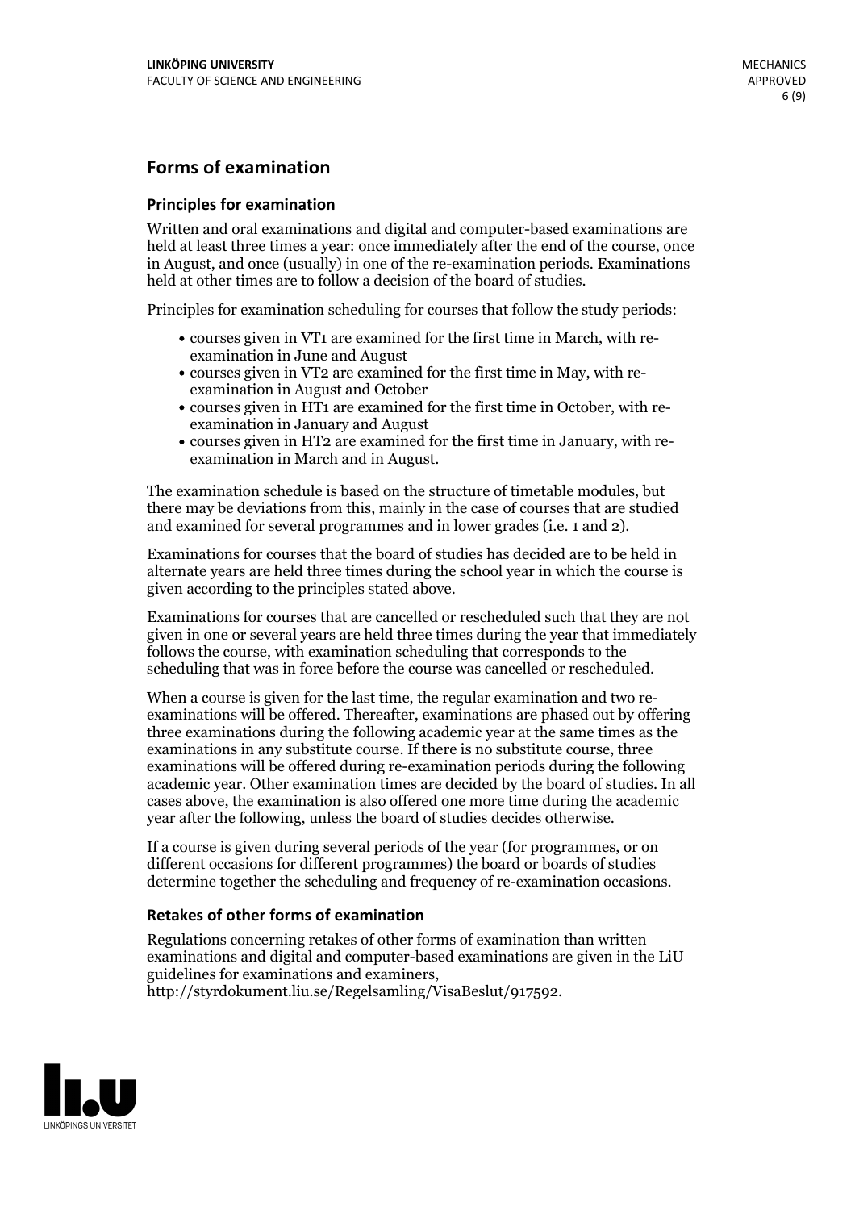## Forms of examination

### Principles for examination

Written and oral examinations and digital and computer-based examinations are held at least three times a year: once immediately after the end of the course, once in August, and once (usually) in one of the re-examination periods. Examinations held at other times are to follow a decision of the board of studies.

Principles for examination scheduling for courses that follow the study periods:

- courses given in VT1 are examined for the first time in March, with re-examination in June and August
- courses given in VT2 are examined for the first time in May, with re-examination in August and October
- courses given in HT1 are examined for the first time in October, with re-examination in January and August
- courses given in HT2 are examined for the first time in January, with re-examination in March and in August.

The examination schedule is based on the structure of timetable modules, but there may be deviations from this, mainly in the case of courses that are studied and examined for several programmes and in lower grades (i.e. 1 and 2).

Examinations for courses that the board of studies has decided are to be held in alternate years are held three times during the school year in which the course is given according to the principles stated above.

Examinations for courses that are cancelled or rescheduled such that they are not given in one or several years are held three times during the year that immediately follows the course, with examination scheduling that corresponds to the scheduling that was in force before the course was cancelled or rescheduled.

When a course is given for the last time, the regular examination and two re-examinations will be offered. Thereafter, examinations are phased out by offering three examinations during the following academic year at the same times as the examinations in any substitute course. If there is no substitute course, three examinations will be offered during re-examination periods during the following academic year. Other examination times are decided by the board of studies. In all cases above, the examination is also offered one more time during the academic year after the following, unless the board of studies decides otherwise.

If a course is given during several periods of the year (for programmes, or on different occasions for different programmes) the board or boards of studies determine together the scheduling and frequency of re-examination occasions.

### Retakes of other forms of examination

Regulations concerning retakes of other forms of examination than written examinations and digital and computer-based examinations are given in the LiU guidelines for examinations and examiners, http://styrdokument.liu.se/Regelsamling/VisaBeslut/917592.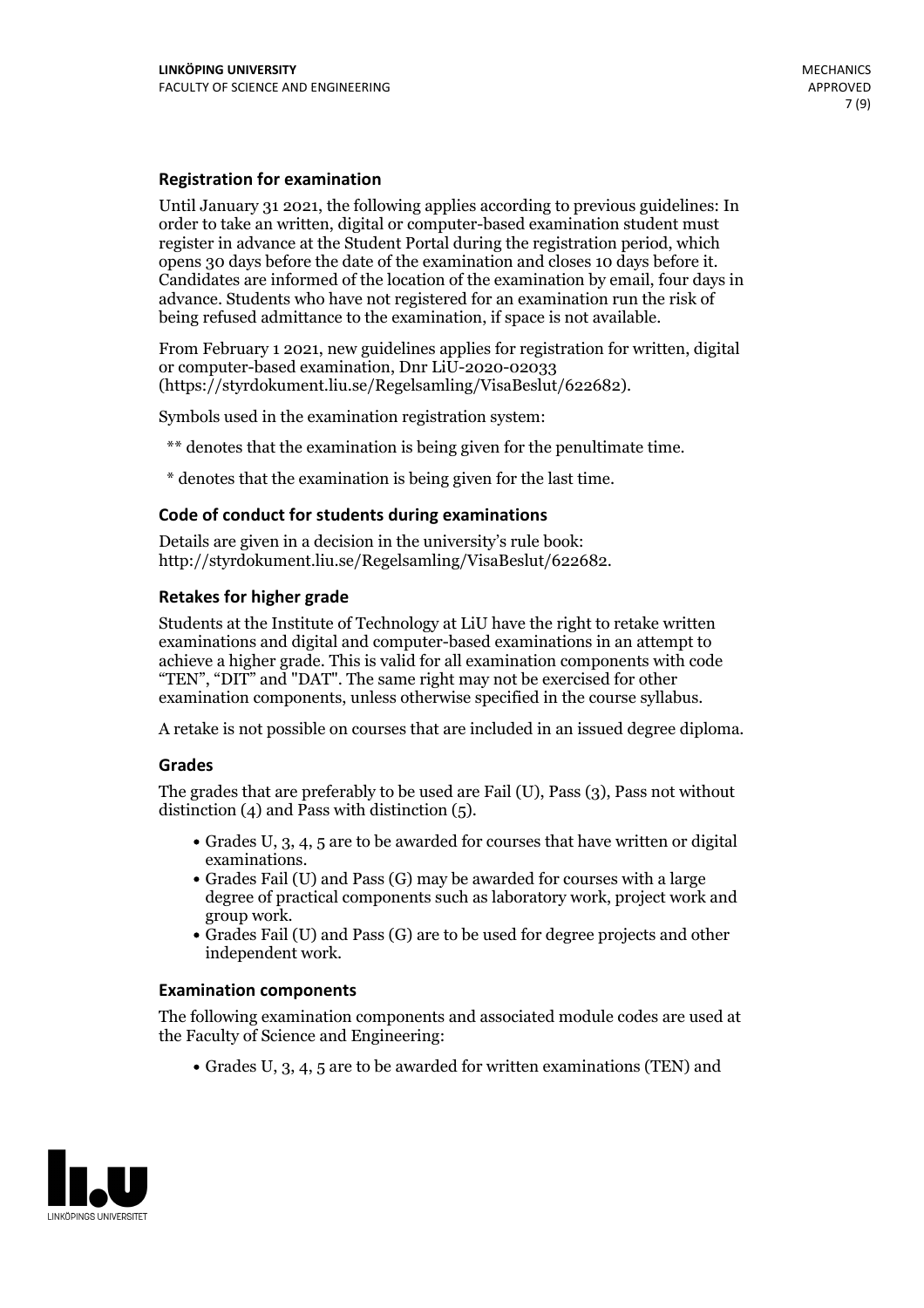### Registration for examination

Until January 31 2021, the following applies according to previous guidelines: In order to take an written, digital or computer-based examination student must register in advance at the Student Portal during the registration period, which opens 30 days before the date of the examination and closes 10 days before it. Candidates are informed of the location of the examination by email, four days in advance. Students who have not registered for an examination run the risk of being refused admittance to the examination, if space is not available.

From February 1 2021, new guidelines applies for registration for written, digital or computer-based examination, Dnr LiU-2020-02033 (https://styrdokument.liu.se/Regelsamling/VisaBeslut/622682).

Symbols used in the examination registration system:

** denotes that the examination is being given for the penultimate time.

* denotes that the examination is being given for the last time.

### Code of conduct for students during examinations

Details are given in a decision in the university's rule book: http://styrdokument.liu.se/Regelsamling/VisaBeslut/622682.

### Retakes for higher grade

Students at the Institute of Technology at LiU have the right to retake written examinations and digital and computer-based examinations in an attempt to achieve a higher grade. This is valid for all examination components with code "TEN", "DIT" and "DAT". The same right may not be exercised for other examination components, unless otherwise specified in the course syllabus.

A retake is not possible on courses that are included in an issued degree diploma.

### Grades

The grades that are preferably to be used are Fail (U), Pass (3), Pass not without distinction (4) and Pass with distinction (5).

- Grades U, 3, 4, 5 are to be awarded for courses that have written or digital examinations.
- Grades Fail (U) and Pass (G) may be awarded for courses with a large degree of practical components such as laboratory work, project work and group work.
- Grades Fail (U) and Pass (G) are to be used for degree projects and other independent work.

### Examination components

The following examination components and associated module codes are used at the Faculty of Science and Engineering:

- Grades U, 3, 4, 5 are to be awarded for written examinations (TEN) and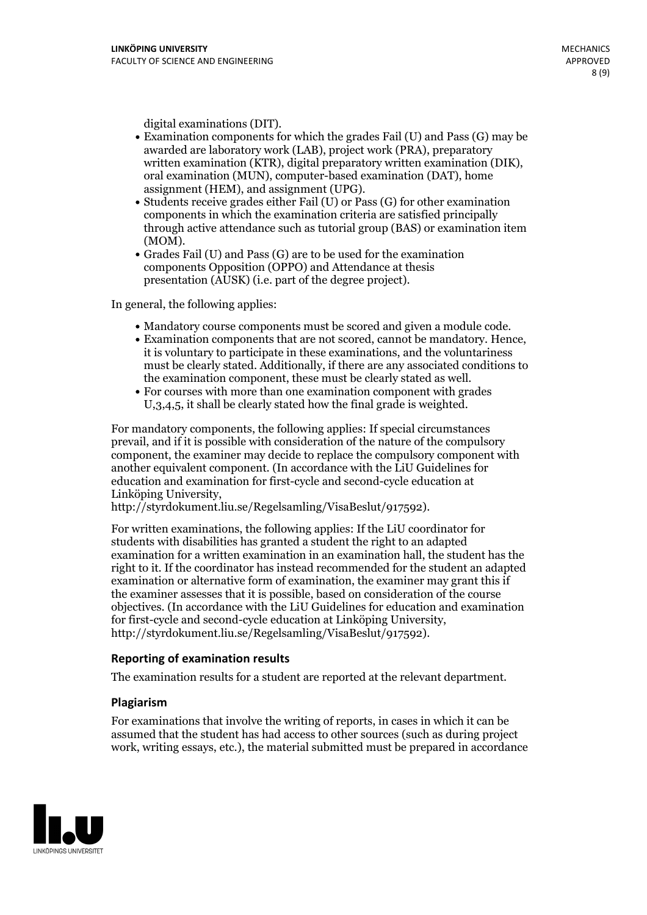digital examinations (DIT).

- Examination components for which the grades Fail (U) and Pass (G) may be awarded are laboratory work (LAB), project work (PRA), preparatory written examination (KTR), digital preparatory written examination (DIK), oral examination (MUN), computer-based examination (DAT), home assignment (HEM), and assignment (UPG).
- Students receive grades either Fail (U) or Pass (G) for other examination components in which the examination criteria are satisfied principally through active attendance such as tutorial group (BAS) or examination item (MOM).
- Grades Fail (U) and Pass (G) are to be used for the examination components Opposition (OPPO) and Attendance at thesis presentation (AUSK) (i.e. part of the degree project).

In general, the following applies:

- Mandatory course components must be scored and given a module code.
- Examination components that are not scored, cannot be mandatory. Hence, it is voluntary to participate in these examinations, and the voluntariness must be clearly stated. Additionally, if there are any associated conditions to the examination component, these must be clearly stated as well.
- For courses with more than one examination component with grades U,3,4,5, it shall be clearly stated how the final grade is weighted.

For mandatory components, the following applies: If special circumstances prevail, and if it is possible with consideration of the nature of the compulsory component, the examiner may decide to replace the compulsory component with another equivalent component. (In accordance with the LiU Guidelines for education and examination for first-cycle and second-cycle education at Linköping University, http://styrdokument.liu.se/Regelsamling/VisaBeslut/917592).

For written examinations, the following applies: If the LiU coordinator for students with disabilities has granted a student the right to an adapted examination for a written examination in an examination hall, the student has the right to it. If the coordinator has instead recommended for the student an adapted examination or alternative form of examination, the examiner may grant this if the examiner assesses that it is possible, based on consideration of the course objectives. (In accordance with the LiU Guidelines for education and examination for first-cycle and second-cycle education at Linköping University, http://styrdokument.liu.se/Regelsamling/VisaBeslut/917592).

### Reporting of examination results

The examination results for a student are reported at the relevant department.

### Plagiarism

For examinations that involve the writing of reports, in cases in which it can be assumed that the student has had access to other sources (such as during project work, writing essays, etc.), the material submitted must be prepared in accordance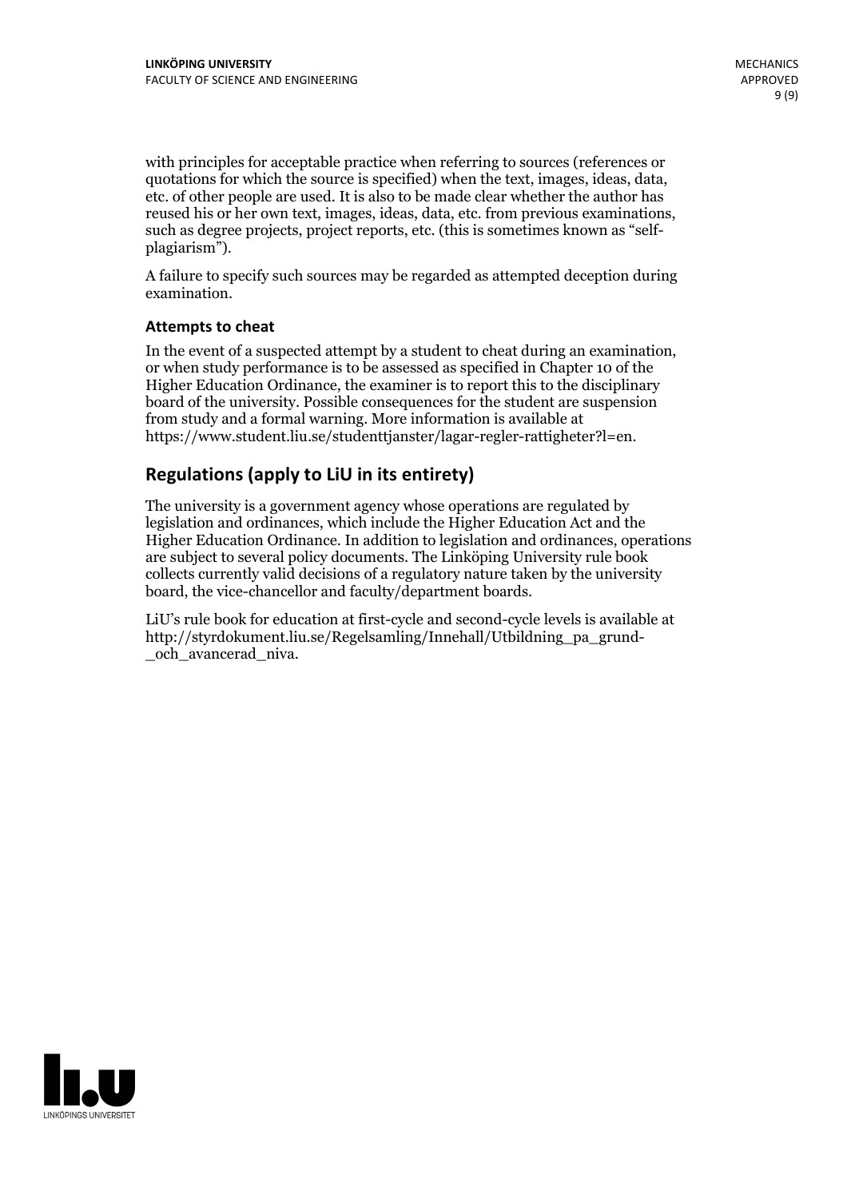with principles for acceptable practice when referring to sources (references or quotations for which the source is specified) when the text, images, ideas, data, etc. of other people are used. It is also to be made clear whether the author has reused his or her own text, images, ideas, data, etc. from previous examinations, such as degree projects, project reports, etc. (this is sometimes known as "self-plagiarism").

A failure to specify such sources may be regarded as attempted deception during examination.

### Attempts to cheat

In the event of a suspected attempt by a student to cheat during an examination, or when study performance is to be assessed as specified in Chapter 10 of the Higher Education Ordinance, the examiner is to report this to the disciplinary board of the university. Possible consequences for the student are suspension from study and a formal warning. More information is available at https://www.student.liu.se/studenttjanster/lagar-regler-rattigheter?l=en.

## Regulations (apply to LiU in its entirety)

The university is a government agency whose operations are regulated by legislation and ordinances, which include the Higher Education Act and the Higher Education Ordinance. In addition to legislation and ordinances, operations are subject to several policy documents. The Linköping University rule book collects currently valid decisions of a regulatory nature taken by the university board, the vice-chancellor and faculty/department boards.

LiU's rule book for education at first-cycle and second-cycle levels is available at http://styrdokument.liu.se/Regelsamling/Innehall/Utbildning_pa_grund-_och_avancerad_niva.